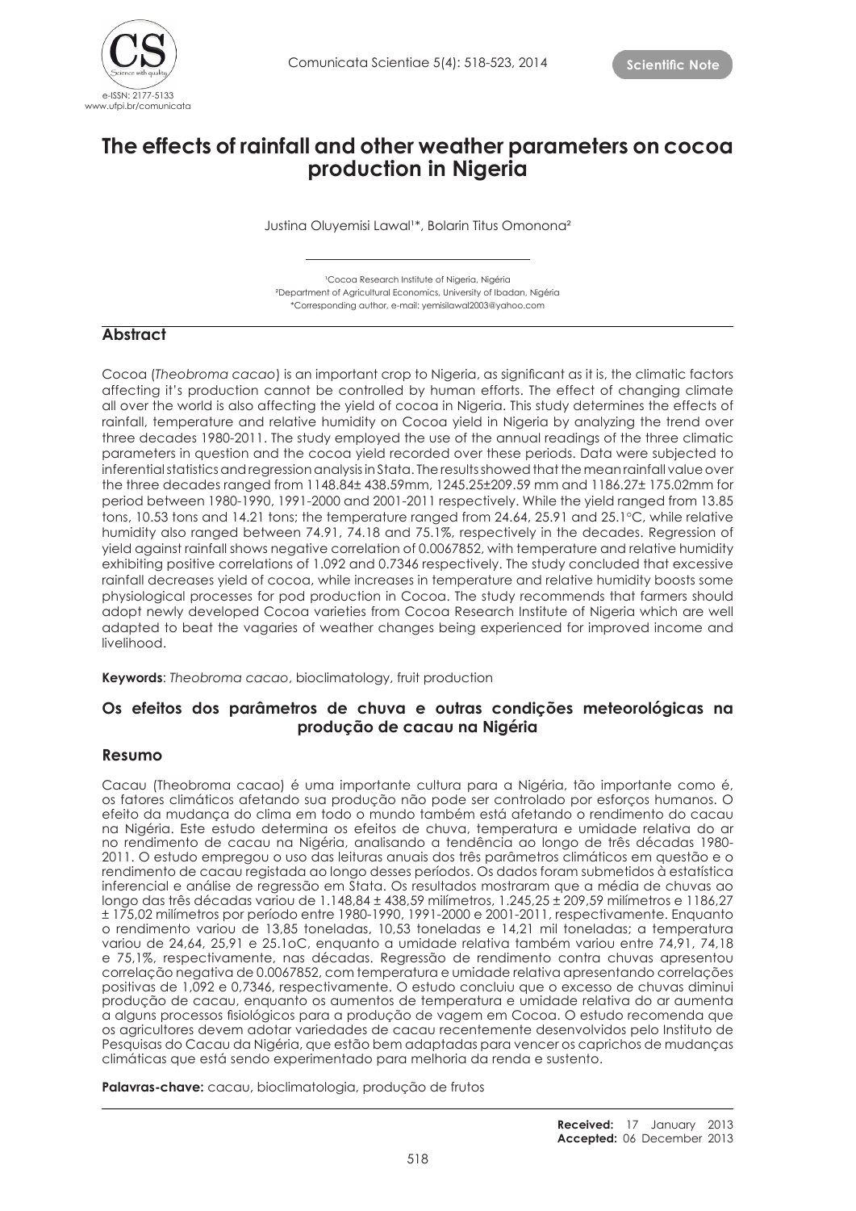Scientific Note

# The effects of rainfall and other weather parameters on cocoa production in Nigeria

Justina Oluyemisi Lawal[1]*, Bolarin Titus Omonona[2]

[1]Cocoa Research Institute of Nigeria, Nigéria
[2]Department of Agricultural Economics, University of Ibadan, Nigéria
*Corresponding author, e-mail: yemisilawal2003@yahoo.com

## Abstract

Cocoa (*Theobroma cacao*) is an important crop to Nigeria, as significant as it is, the climatic factors affecting it's production cannot be controlled by human efforts. The effect of changing climate all over the world is also affecting the yield of cocoa in Nigeria. This study determines the effects of rainfall, temperature and relative humidity on Cocoa yield in Nigeria by analyzing the trend over three decades 1980-2011. The study employed the use of the annual readings of the three climatic parameters in question and the cocoa yield recorded over these periods. Data were subjected to inferential statistics and regression analysis in Stata. The results showed that the mean rainfall value over the three decades ranged from 1148.84± 438.59mm, 1245.25±209.59 mm and 1186.27± 175.02mm for period between 1980-1990, 1991-2000 and 2001-2011 respectively. While the yield ranged from 13.85 tons, 10.53 tons and 14.21 tons; the temperature ranged from 24.64, 25.91 and 25.1°C, while relative humidity also ranged between 74.91, 74.18 and 75.1%, respectively in the decades. Regression of yield against rainfall shows negative correlation of 0.0067852, with temperature and relative humidity exhibiting positive correlations of 1.092 and 0.7346 respectively. The study concluded that excessive rainfall decreases yield of cocoa, while increases in temperature and relative humidity boosts some physiological processes for pod production in Cocoa. The study recommends that farmers should adopt newly developed Cocoa varieties from Cocoa Research Institute of Nigeria which are well adapted to beat the vagaries of weather changes being experienced for improved income and livelihood.

**Keywords**: *Theobroma cacao*, bioclimatology, fruit production

### Os efeitos dos parâmetros de chuva e outras condições meteorológicas na produção de cacau na Nigéria

## Resumo

Cacau (Theobroma cacao) é uma importante cultura para a Nigéria, tão importante como é, os fatores climáticos afetando sua produção não pode ser controlado por esforços humanos. O efeito da mudança do clima em todo o mundo também está afetando o rendimento do cacau na Nigéria. Este estudo determina os efeitos de chuva, temperatura e umidade relativa do ar no rendimento de cacau na Nigéria, analisando a tendência ao longo de três décadas 1980-2011. O estudo empregou o uso das leituras anuais dos três parâmetros climáticos em questão e o rendimento de cacau registada ao longo desses períodos. Os dados foram submetidos à estatística inferencial e análise de regressão em Stata. Os resultados mostraram que a média de chuvas ao longo das três décadas variou de 1.148,84 ± 438,59 milímetros, 1.245,25 ± 209,59 milímetros e 1186,27 ± 175,02 milímetros por período entre 1980-1990, 1991-2000 e 2001-2011, respectivamente. Enquanto o rendimento variou de 13,85 toneladas, 10,53 toneladas e 14,21 mil toneladas; a temperatura variou de 24,64, 25,91 e 25.1oC, enquanto a umidade relativa também variou entre 74,91, 74,18 e 75,1%, respectivamente, nas décadas. Regressão de rendimento contra chuvas apresentou correlação negativa de 0.0067852, com temperatura e umidade relativa apresentando correlações positivas de 1,092 e 0,7346, respectivamente. O estudo concluiu que o excesso de chuvas diminui produção de cacau, enquanto os aumentos de temperatura e umidade relativa do ar aumenta a alguns processos fisiológicos para a produção de vagem em Cocoa. O estudo recomenda que os agricultores devem adotar variedades de cacau recentemente desenvolvidos pelo Instituto de Pesquisas do Cacau da Nigéria, que estão bem adaptadas para vencer os caprichos de mudanças climáticas que está sendo experimentado para melhoria da renda e sustento.

**Palavras-chave:** cacau, bioclimatologia, produção de frutos

**Received:** 17 January 2013
**Accepted:** 06 December 2013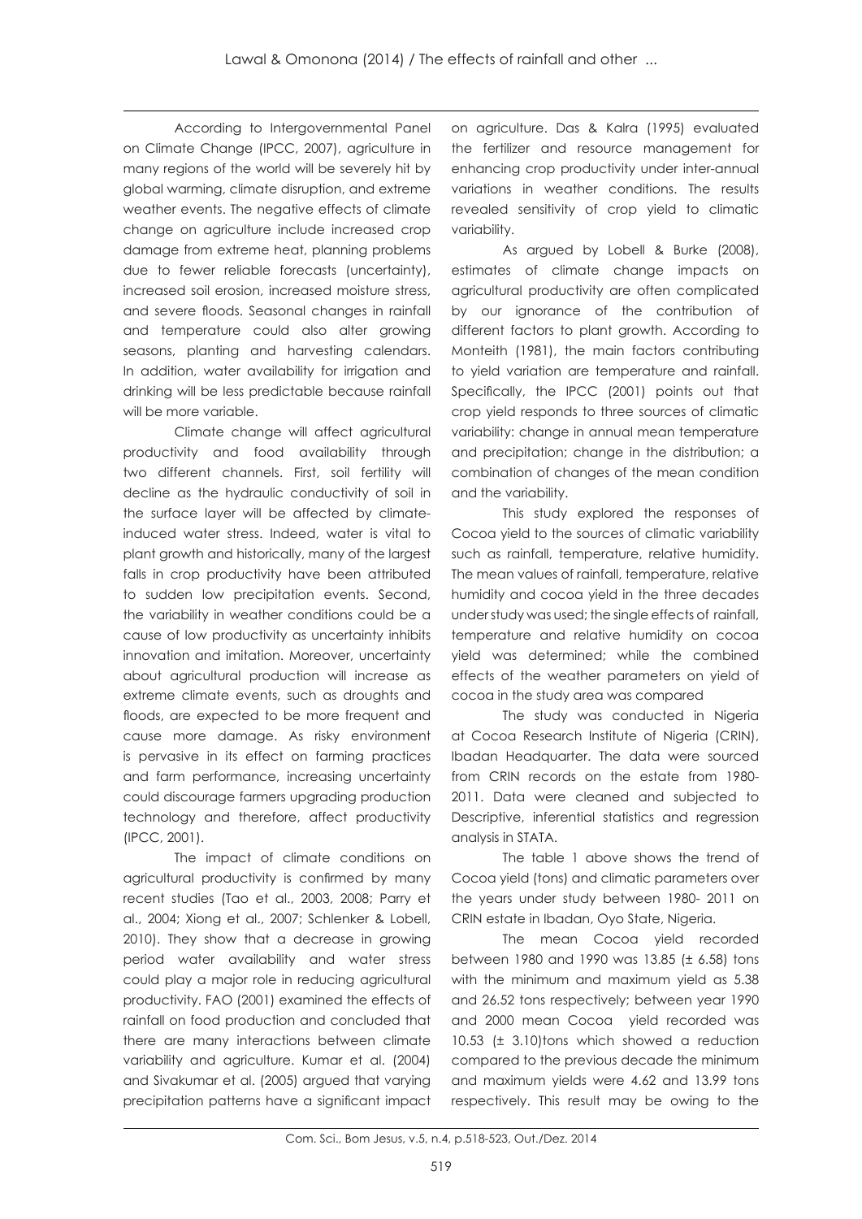According to Intergovernmental Panel on Climate Change (IPCC, 2007), agriculture in many regions of the world will be severely hit by global warming, climate disruption, and extreme weather events. The negative effects of climate change on agriculture include increased crop damage from extreme heat, planning problems due to fewer reliable forecasts (uncertainty), increased soil erosion, increased moisture stress, and severe floods. Seasonal changes in rainfall and temperature could also alter growing seasons, planting and harvesting calendars. In addition, water availability for irrigation and drinking will be less predictable because rainfall will be more variable.

Climate change will affect agricultural productivity and food availability through two different channels. First, soil fertility will decline as the hydraulic conductivity of soil in the surface layer will be affected by climate-induced water stress. Indeed, water is vital to plant growth and historically, many of the largest falls in crop productivity have been attributed to sudden low precipitation events. Second, the variability in weather conditions could be a cause of low productivity as uncertainty inhibits innovation and imitation. Moreover, uncertainty about agricultural production will increase as extreme climate events, such as droughts and floods, are expected to be more frequent and cause more damage. As risky environment is pervasive in its effect on farming practices and farm performance, increasing uncertainty could discourage farmers upgrading production technology and therefore, affect productivity (IPCC, 2001).

The impact of climate conditions on agricultural productivity is confirmed by many recent studies (Tao et al., 2003, 2008; Parry et al., 2004; Xiong et al., 2007; Schlenker & Lobell, 2010). They show that a decrease in growing period water availability and water stress could play a major role in reducing agricultural productivity. FAO (2001) examined the effects of rainfall on food production and concluded that there are many interactions between climate variability and agriculture. Kumar et al. (2004) and Sivakumar et al. (2005) argued that varying precipitation patterns have a significant impact on agriculture. Das & Kalra (1995) evaluated the fertilizer and resource management for enhancing crop productivity under inter-annual variations in weather conditions. The results revealed sensitivity of crop yield to climatic variability.

As argued by Lobell & Burke (2008), estimates of climate change impacts on agricultural productivity are often complicated by our ignorance of the contribution of different factors to plant growth. According to Monteith (1981), the main factors contributing to yield variation are temperature and rainfall. Specifically, the IPCC (2001) points out that crop yield responds to three sources of climatic variability: change in annual mean temperature and precipitation; change in the distribution; a combination of changes of the mean condition and the variability.

This study explored the responses of Cocoa yield to the sources of climatic variability such as rainfall, temperature, relative humidity. The mean values of rainfall, temperature, relative humidity and cocoa yield in the three decades under study was used; the single effects of rainfall, temperature and relative humidity on cocoa yield was determined; while the combined effects of the weather parameters on yield of cocoa in the study area was compared

The study was conducted in Nigeria at Cocoa Research Institute of Nigeria (CRIN), Ibadan Headquarter. The data were sourced from CRIN records on the estate from 1980-2011. Data were cleaned and subjected to Descriptive, inferential statistics and regression analysis in STATA.

The table 1 above shows the trend of Cocoa yield (tons) and climatic parameters over the years under study between 1980- 2011 on CRIN estate in Ibadan, Oyo State, Nigeria.

The mean Cocoa yield recorded between 1980 and 1990 was 13.85 (± 6.58) tons with the minimum and maximum yield as 5.38 and 26.52 tons respectively; between year 1990 and 2000 mean Cocoa yield recorded was 10.53 (± 3.10)tons which showed a reduction compared to the previous decade the minimum and maximum yields were 4.62 and 13.99 tons respectively. This result may be owing to the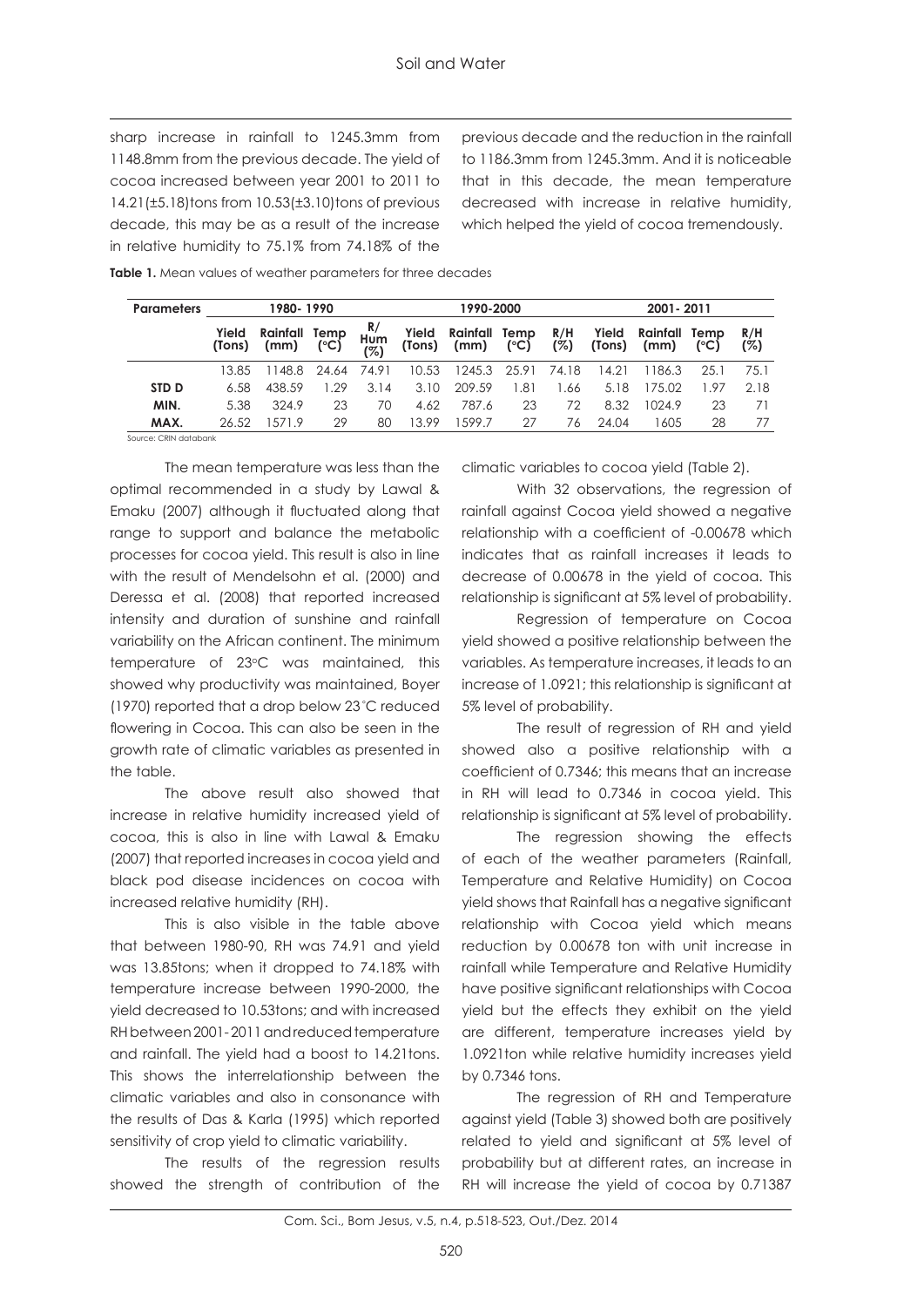sharp increase in rainfall to 1245.3mm from 1148.8mm from the previous decade. The yield of cocoa increased between year 2001 to 2011 to 14.21(±5.18)tons from 10.53(±3.10)tons of previous decade, this may be as a result of the increase in relative humidity to 75.1% from 74.18% of the previous decade and the reduction in the rainfall to 1186.3mm from 1245.3mm. And it is noticeable that in this decade, the mean temperature decreased with increase in relative humidity, which helped the yield of cocoa tremendously.

**Table 1.** Mean values of weather parameters for three decades

| Parameters | 1980- 1990 | | | | 1990-2000 | | | | 2001- 2011 | | | |
|---|---|---|---|---|---|---|---|---|---|---|---|---|
| | Yield (Tons) | Rainfall (mm) | Temp (°C) | R/ Hum (%) | Yield (Tons) | Rainfall (mm) | Temp (°C) | R/H (%) | Yield (Tons) | Rainfall (mm) | Temp (°C) | R/H (%) |
| | 13.85 | 1148.8 | 24.64 | 74.91 | 10.53 | 1245.3 | 25.91 | 74.18 | 14.21 | 1186.3 | 25.1 | 75.1 |
| **STD D** | 6.58 | 438.59 | 1.29 | 3.14 | 3.10 | 209.59 | 1.81 | 1.66 | 5.18 | 175.02 | 1.97 | 2.18 |
| **MIN.** | 5.38 | 324.9 | 23 | 70 | 4.62 | 787.6 | 23 | 72 | 8.32 | 1024.9 | 23 | 71 |
| **MAX.** | 26.52 | 1571.9 | 29 | 80 | 13.99 | 1599.7 | 27 | 76 | 24.04 | 1605 | 28 | 77 |

Source: CRIN databank

The mean temperature was less than the optimal recommended in a study by Lawal & Emaku (2007) although it fluctuated along that range to support and balance the metabolic processes for cocoa yield. This result is also in line with the result of Mendelsohn et al. (2000) and Deressa et al. (2008) that reported increased intensity and duration of sunshine and rainfall variability on the African continent. The minimum temperature of 23°C was maintained, this showed why productivity was maintained, Boyer (1970) reported that a drop below 23°C reduced flowering in Cocoa. This can also be seen in the growth rate of climatic variables as presented in the table.

The above result also showed that increase in relative humidity increased yield of cocoa, this is also in line with Lawal & Emaku (2007) that reported increases in cocoa yield and black pod disease incidences on cocoa with increased relative humidity (RH).

This is also visible in the table above that between 1980-90, RH was 74.91 and yield was 13.85tons; when it dropped to 74.18% with temperature increase between 1990-2000, the yield decreased to 10.53tons; and with increased RH between 2001- 2011 and reduced temperature and rainfall. The yield had a boost to 14.21tons. This shows the interrelationship between the climatic variables and also in consonance with the results of Das & Karla (1995) which reported sensitivity of crop yield to climatic variability.

The results of the regression results showed the strength of contribution of the climatic variables to cocoa yield (Table 2).

With 32 observations, the regression of rainfall against Cocoa yield showed a negative relationship with a coefficient of -0.00678 which indicates that as rainfall increases it leads to decrease of 0.00678 in the yield of cocoa. This relationship is significant at 5% level of probability.

Regression of temperature on Cocoa yield showed a positive relationship between the variables. As temperature increases, it leads to an increase of 1.0921; this relationship is significant at 5% level of probability.

The result of regression of RH and yield showed also a positive relationship with a coefficient of 0.7346; this means that an increase in RH will lead to 0.7346 in cocoa yield. This relationship is significant at 5% level of probability.

The regression showing the effects of each of the weather parameters (Rainfall, Temperature and Relative Humidity) on Cocoa yield shows that Rainfall has a negative significant relationship with Cocoa yield which means reduction by 0.00678 ton with unit increase in rainfall while Temperature and Relative Humidity have positive significant relationships with Cocoa yield but the effects they exhibit on the yield are different, temperature increases yield by 1.0921ton while relative humidity increases yield by 0.7346 tons.

The regression of RH and Temperature against yield (Table 3) showed both are positively related to yield and significant at 5% level of probability but at different rates, an increase in RH will increase the yield of cocoa by 0.71387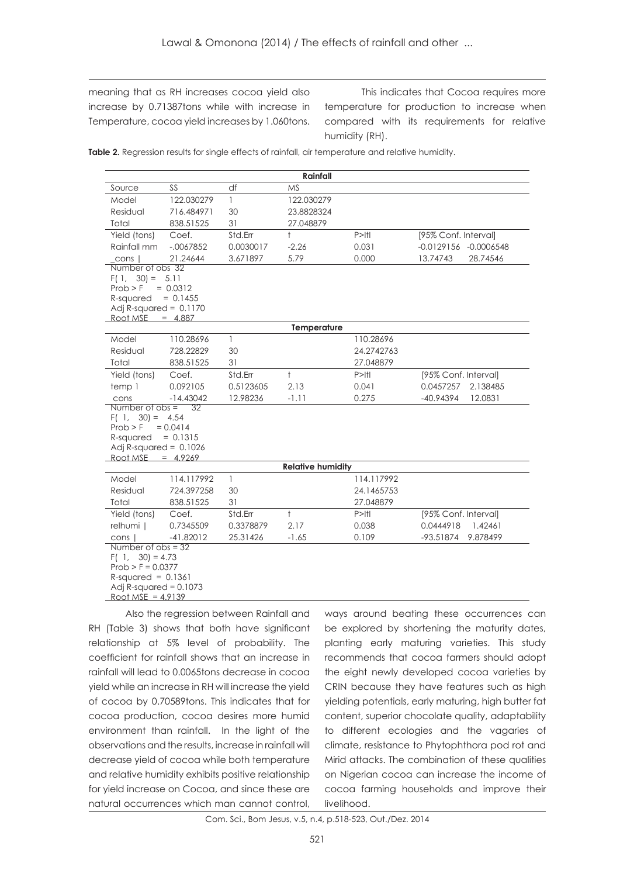meaning that as RH increases cocoa yield also increase by 0.71387tons while with increase in Temperature, cocoa yield increases by 1.060tons.

This indicates that Cocoa requires more temperature for production to increase when compared with its requirements for relative humidity (RH).

**Table 2.** Regression results for single effects of rainfall, air temperature and relative humidity.

| | | | **Rainfall** | | | |
|---|---|---|---|---|---|---|
| Source | SS | df | MS | | | |
| Model | 122.030279 | 1 | 122.030279 | | | |
| Residual | 716.484971 | 30 | 23.8828324 | | | |
| Total | 838.51525 | 31 | 27.048879 | | | |
| Yield (tons) | Coef. | Std.Err | t | P>\|t\| | [95% Conf. Interval] | |
| Rainfall mm | -.0067852 | 0.0030017 | -2.26 | 0.031 | -0.0129156 | -0.0006548 |
| _cons \| | 21.24644 | 3.671897 | 5.79 | 0.000 | 13.74743 | 28.74546 |
| Number of obs 32 | | | | | | |
| F( 1, 30) = 5.11 | | | | | | |
| Prob > F = 0.0312 | | | | | | |
| R-squared = 0.1455 | | | | | | |
| Adj R-squared = 0.1170 | | | | | | |
| Root MSE = 4.887 | | | | | | |
| | | | **Temperature** | | | |
| Model | 110.28696 | 1 | | 110.28696 | | |
| Residual | 728.22829 | 30 | | 24.2742763 | | |
| Total | 838.51525 | 31 | | 27.048879 | | |
| Yield (tons) | Coef. | Std.Err | t | P>\|t\| | [95% Conf. Interval] | |
| temp 1 | 0.092105 | 0.5123605 | 2.13 | 0.041 | 0.0457257 | 2.138485 |
| cons | -14.43042 | 12.98236 | -1.11 | 0.275 | -40.94394 | 12.0831 |
| Number of obs = 32 | | | | | | |
| F( 1, 30) = 4.54 | | | | | | |
| Prob > F = 0.0414 | | | | | | |
| R-squared = 0.1315 | | | | | | |
| Adj R-squared = 0.1026 | | | | | | |
| Root MSE = 4.9269 | | | | | | |
| | | | **Relative humidity** | | | |
| Model | 114.117992 | 1 | | 114.117992 | | |
| Residual | 724.397258 | 30 | | 24.1465753 | | |
| Total | 838.51525 | 31 | | 27.048879 | | |
| Yield (tons) | Coef. | Std.Err | t | P>\|t\| | [95% Conf. Interval] | |
| relhumi \| | 0.7345509 | 0.3378879 | 2.17 | 0.038 | 0.0444918 | 1.42461 |
| cons \| | -41.82012 | 25.31426 | -1.65 | 0.109 | -93.51874 | 9.878499 |
| Number of obs = 32 | | | | | | |
| F( 1, 30) = 4.73 | | | | | | |
| Prob > F = 0.0377 | | | | | | |
| R-squared = 0.1361 | | | | | | |
| Adj R-squared = 0.1073 | | | | | | |
| Root MSE = 4.9139 | | | | | | |

Also the regression between Rainfall and RH (Table 3) shows that both have significant relationship at 5% level of probability. The coefficient for rainfall shows that an increase in rainfall will lead to 0.0065tons decrease in cocoa yield while an increase in RH will increase the yield of cocoa by 0.70589tons. This indicates that for cocoa production, cocoa desires more humid environment than rainfall. In the light of the observations and the results, increase in rainfall will decrease yield of cocoa while both temperature and relative humidity exhibits positive relationship for yield increase on Cocoa, and since these are natural occurrences which man cannot control, ways around beating these occurrences can be explored by shortening the maturity dates, planting early maturing varieties. This study recommends that cocoa farmers should adopt the eight newly developed cocoa varieties by CRIN because they have features such as high yielding potentials, early maturing, high butter fat content, superior chocolate quality, adaptability to different ecologies and the vagaries of climate, resistance to Phytophthora pod rot and Mirid attacks. The combination of these qualities on Nigerian cocoa can increase the income of cocoa farming households and improve their livelihood.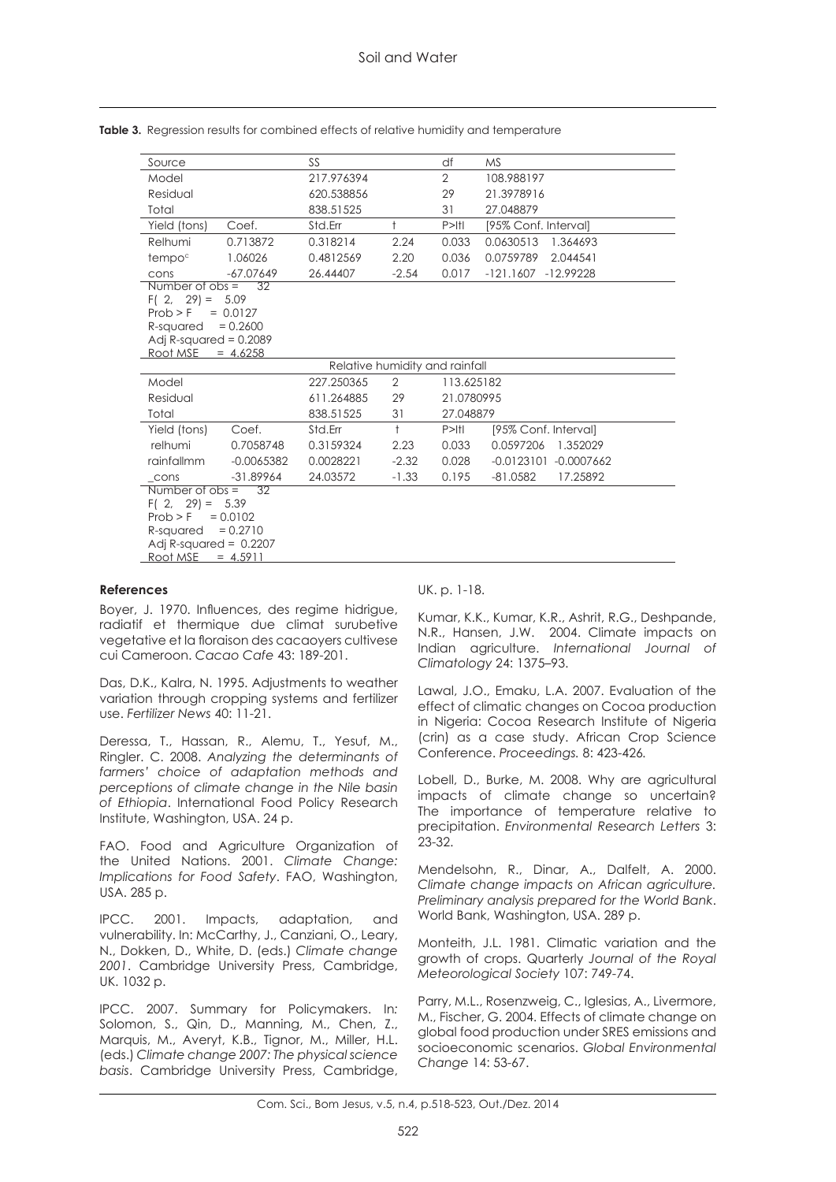**Table 3.** Regression results for combined effects of relative humidity and temperature

| Source | | SS | | df | MS | |
|---|---|---|---|---|---|---|
| Model | | 217.976394 | | 2 | 108.988197 | |
| Residual | | 620.538856 | | 29 | 21.3978916 | |
| Total | | 838.51525 | | 31 | 27.048879 | |
| Yield (tons) | Coef. | Std.Err | t | P>\|t\| | [95% Conf. Interval] | |
| Relhumi | 0.713872 | 0.318214 | 2.24 | 0.033 | 0.0630513 | 1.364693 |
| tempo[c] | 1.06026 | 0.4812569 | 2.20 | 0.036 | 0.0759789 | 2.044541 |
| cons | -67.07649 | 26.44407 | -2.54 | 0.017 | -121.1607 | -12.99228 |
| Number of obs = 32 | | | | | | |
| F( 2, 29) = 5.09 | | | | | | |
| Prob > F = 0.0127 | | | | | | |
| R-squared = 0.2600 | | | | | | |
| Adj R-squared = 0.2089 | | | | | | |
| Root MSE = 4.6258 | | | | | | |
| | | Relative humidity and rainfall | | | | |
| Model | | 227.250365 | 2 | 113.625182 | | |
| Residual | | 611.264885 | 29 | 21.0780995 | | |
| Total | | 838.51525 | 31 | 27.048879 | | |
| Yield (tons) | Coef. | Std.Err | t | P>\|t\| | [95% Conf. Interval] | |
| relhumi | 0.7058748 | 0.3159324 | 2.23 | 0.033 | 0.0597206 | 1.352029 |
| rainfallmm | -0.0065382 | 0.0028221 | -2.32 | 0.028 | -0.0123101 | -0.0007662 |
| _cons | -31.89964 | 24.03572 | -1.33 | 0.195 | -81.0582 | 17.25892 |
| Number of obs = 32 | | | | | | |
| F( 2, 29) = 5.39 | | | | | | |
| Prob > F = 0.0102 | | | | | | |
| R-squared = 0.2710 | | | | | | |
| Adj R-squared = 0.2207 | | | | | | |
| Root MSE = 4.5911 | | | | | | |

## References

Boyer, J. 1970. Influences, des regime hidrigue, radiatif et thermique due climat surubetive vegetative et la floraison des cacaoyers cultivese cui Cameroon. *Cacao Cafe* 43: 189-201.

Das, D.K., Kalra, N. 1995. Adjustments to weather variation through cropping systems and fertilizer use. *Fertilizer News* 40: 11-21.

Deressa, T., Hassan, R., Alemu, T., Yesuf, M., Ringler. C. 2008. *Analyzing the determinants of farmers' choice of adaptation methods and perceptions of climate change in the Nile basin of Ethiopia*. International Food Policy Research Institute, Washington, USA. 24 p.

FAO. Food and Agriculture Organization of the United Nations. 2001. *Climate Change: Implications for Food Safety*. FAO, Washington, USA. 285 p.

IPCC. 2001. Impacts, adaptation, and vulnerability. In: McCarthy, J., Canziani, O., Leary, N., Dokken, D., White, D. (eds.) *Climate change 2001*. Cambridge University Press, Cambridge, UK. 1032 p.

IPCC. 2007. Summary for Policymakers. In: Solomon, S., Qin, D., Manning, M., Chen, Z., Marquis, M., Averyt, K.B., Tignor, M., Miller, H.L. (eds.) *Climate change 2007: The physical science basis*. Cambridge University Press, Cambridge, UK. p. 1-18.

Kumar, K.K., Kumar, K.R., Ashrit, R.G., Deshpande, N.R., Hansen, J.W. 2004. Climate impacts on Indian agriculture. *International Journal of Climatology* 24: 1375–93.

Lawal, J.O., Emaku, L.A. 2007. Evaluation of the effect of climatic changes on Cocoa production in Nigeria: Cocoa Research Institute of Nigeria (crin) as a case study. African Crop Science Conference. *Proceedings.* 8: 423-426.

Lobell, D., Burke, M. 2008. Why are agricultural impacts of climate change so uncertain? The importance of temperature relative to precipitation. *Environmental Research Letters* 3: 23-32.

Mendelsohn, R., Dinar, A., Dalfelt, A. 2000. *Climate change impacts on African agriculture. Preliminary analysis prepared for the World Bank*. World Bank, Washington, USA. 289 p.

Monteith, J.L. 1981. Climatic variation and the growth of crops. Quarterly *Journal of the Royal Meteorological Society* 107: 749-74.

Parry, M.L., Rosenzweig, C., Iglesias, A., Livermore, M., Fischer, G. 2004. Effects of climate change on global food production under SRES emissions and socioeconomic scenarios. *Global Environmental Change* 14: 53-67.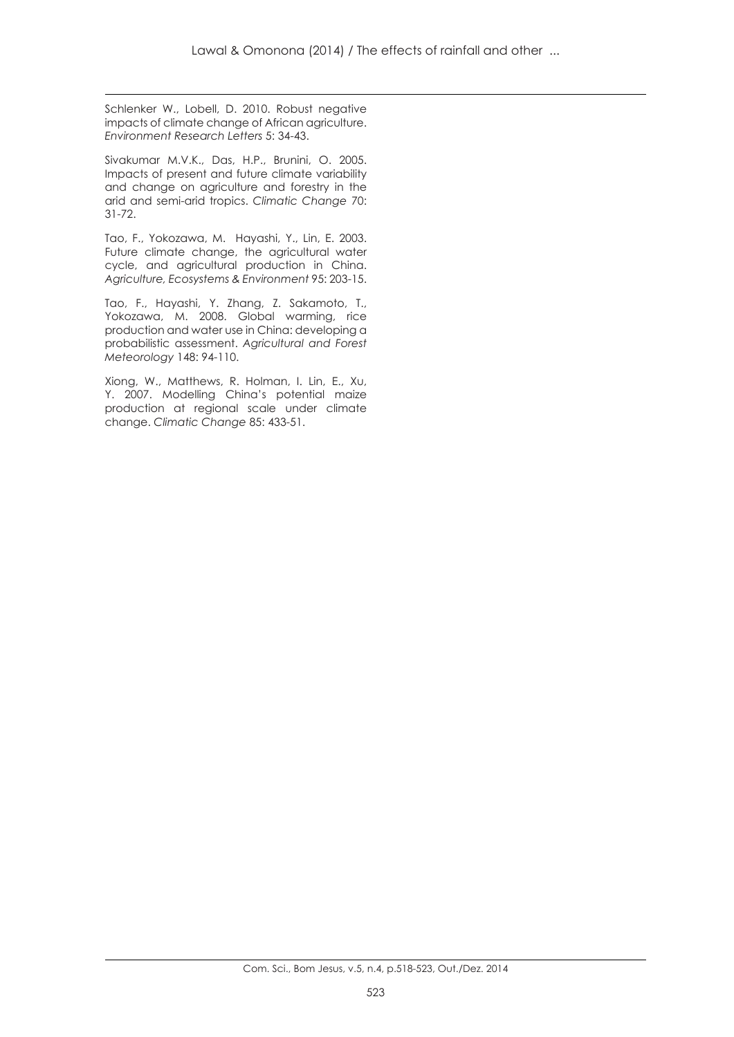Schlenker W., Lobell, D. 2010. Robust negative impacts of climate change of African agriculture. *Environment Research Letters* 5: 34-43.

Sivakumar M.V.K., Das, H.P., Brunini, O. 2005. Impacts of present and future climate variability and change on agriculture and forestry in the arid and semi-arid tropics. *Climatic Change* 70: 31-72.

Tao, F., Yokozawa, M. Hayashi, Y., Lin, E. 2003. Future climate change, the agricultural water cycle, and agricultural production in China. *Agriculture, Ecosystems & Environment* 95: 203-15.

Tao, F., Hayashi, Y. Zhang, Z. Sakamoto, T., Yokozawa, M. 2008. Global warming, rice production and water use in China: developing a probabilistic assessment. *Agricultural and Forest Meteorology* 148: 94-110.

Xiong, W., Matthews, R. Holman, I. Lin, E., Xu, Y. 2007. Modelling China's potential maize production at regional scale under climate change. *Climatic Change* 85: 433-51.